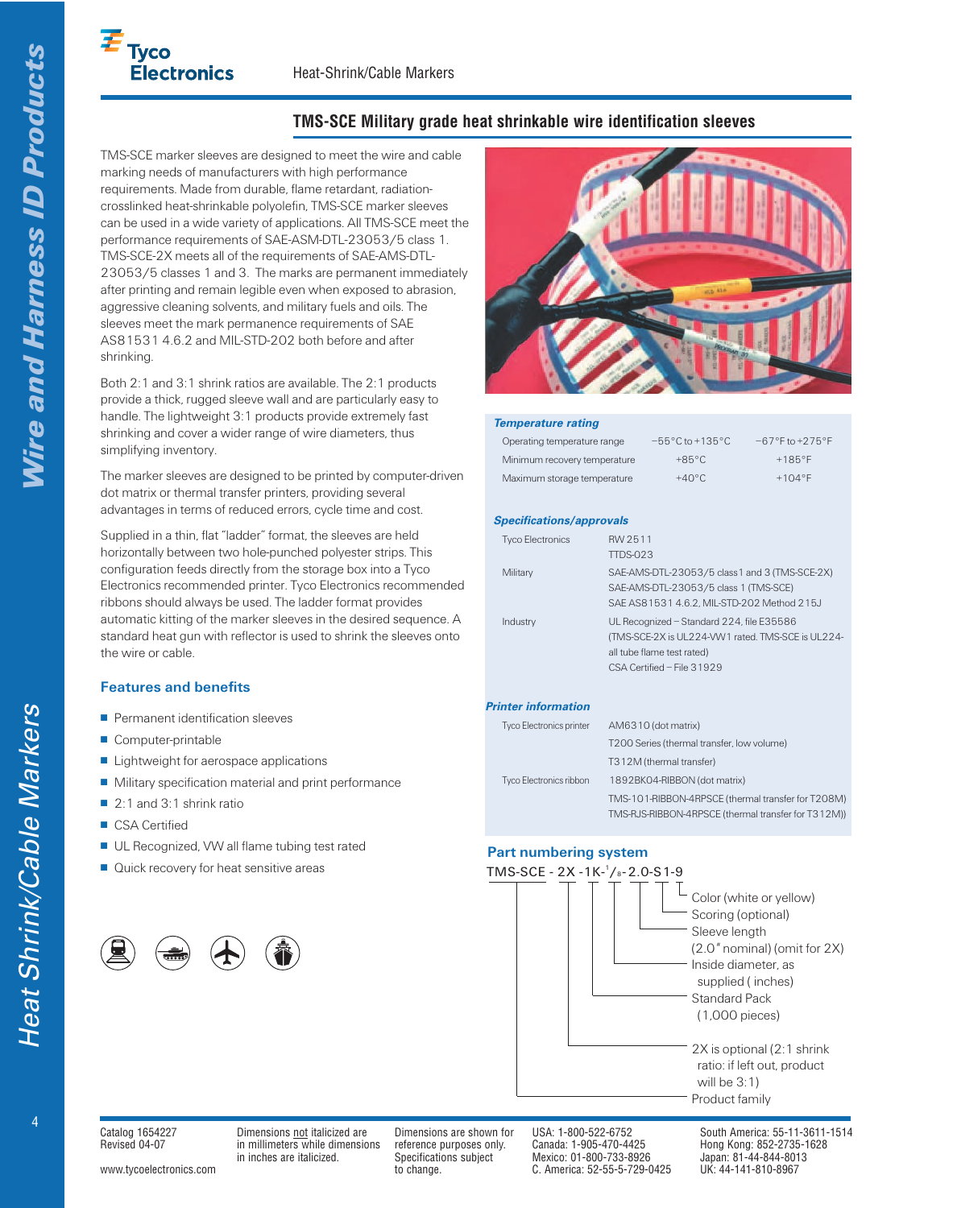# TMS-SCE Military grade heat shrinkable wire identification sleeves

TMS-SCE marker sleeves are designed to meet the wire and cable marking needs of manufacturers with high performance requirements. Made from durable, flame retardant, radiation-crosslinked heat-shrinkable polyolefin, TMS-SCE marker sleeves can be used in a wide variety of applications. All TMS-SCE meet the performance requirements of SAE-ASM-DTL-23053/5 class 1. TMS-SCE-2X meets all of the requirements of SAE-AMS-DTL-23053/5 classes 1 and 3. The marks are permanent immediately after printing and remain legible even when exposed to abrasion, aggressive cleaning solvents, and military fuels and oils. The sleeves meet the mark permanence requirements of SAE AS81531 4.6.2 and MIL-STD-202 both before and after shrinking.

Both 2:1 and 3:1 shrink ratios are available. The 2:1 products provide a thick, rugged sleeve wall and are particularly easy to handle. The lightweight 3:1 products provide extremely fast shrinking and cover a wider range of wire diameters, thus simplifying inventory.

The marker sleeves are designed to be printed by computer-driven dot matrix or thermal transfer printers, providing several advantages in terms of reduced errors, cycle time and cost.

Supplied in a thin, flat "ladder" format, the sleeves are held horizontally between two hole-punched polyester strips. This configuration feeds directly from the storage box into a Tyco Electronics recommended printer. Tyco Electronics recommended ribbons should always be used. The ladder format provides automatic kitting of the marker sleeves in the desired sequence. A standard heat gun with reflector is used to shrink the sleeves onto the wire or cable.

## Features and benefits

- Permanent identification sleeves
- Computer-printable
- Lightweight for aerospace applications
- Military specification material and print performance
- 2:1 and 3:1 shrink ratio
- CSA Certified
- UL Recognized, VW all flame tubing test rated
- Quick recovery for heat sensitive areas

### *Temperature rating*

| | | |
|---|---|---|
| Operating temperature range | −55°C to +135°C | *−67°F to +275°F* |
| Minimum recovery temperature | +85°C | *+185°F* |
| Maximum storage temperature | +40°C | *+104°F* |

### *Specifications/approvals*

| | |
|---|---|
| Tyco Electronics | RW 2511<br>TTDS-023 |
| Military | SAE-AMS-DTL-23053/5 class1 and 3 (TMS-SCE-2X)<br>SAE-AMS-DTL-23053/5 class 1 (TMS-SCE)<br>SAE AS81531 4.6.2, MIL-STD-202 Method 215J |
| Industry | UL Recognized – Standard 224, file E35586<br>(TMS-SCE-2X is UL224-VW1 rated. TMS-SCE is UL224-all tube flame test rated)<br>CSA Certified – File 31929 |

### *Printer information*

| | |
|---|---|
| Tyco Electronics printer | AM6310 (dot matrix)<br>T200 Series (thermal transfer, low volume)<br>T312M (thermal transfer) |
| Tyco Electronics ribbon | 1892BK04-RIBBON (dot matrix)<br>TMS-101-RIBBON-4RPSCE (thermal transfer for T208M)<br>TMS-RJS-RIBBON-4RPSCE (thermal transfer for T312M)) |

## Part numbering system

TMS-SCE - 2X -1K-1/8-2.0-S1-9

- **9** – Color (white or yellow)
- **S1** – Scoring (optional)
- **2.0** – Sleeve length (*2.0"* nominal) (omit for 2X)
- **1/8** – Inside diameter, as supplied ( inches)
- **1K** – Standard Pack (1,000 pieces)
- **2X** – 2X is optional (2:1 shrink ratio: if left out, product will be 3:1)
- **TMS-SCE** – Product family

Catalog 1654227
Revised 04-07

www.tycoelectronics.com

Dimensions not italicized are in millimeters while dimensions in inches are italicized.

Dimensions are shown for reference purposes only. Specifications subject to change.

USA: 1-800-522-6752
Canada: 1-905-470-4425
Mexico: 01-800-733-8926
C. America: 52-55-5-729-0425

South America: 55-11-3611-1514
Hong Kong: 852-2735-1628
Japan: 81-44-844-8013
UK: 44-141-810-8967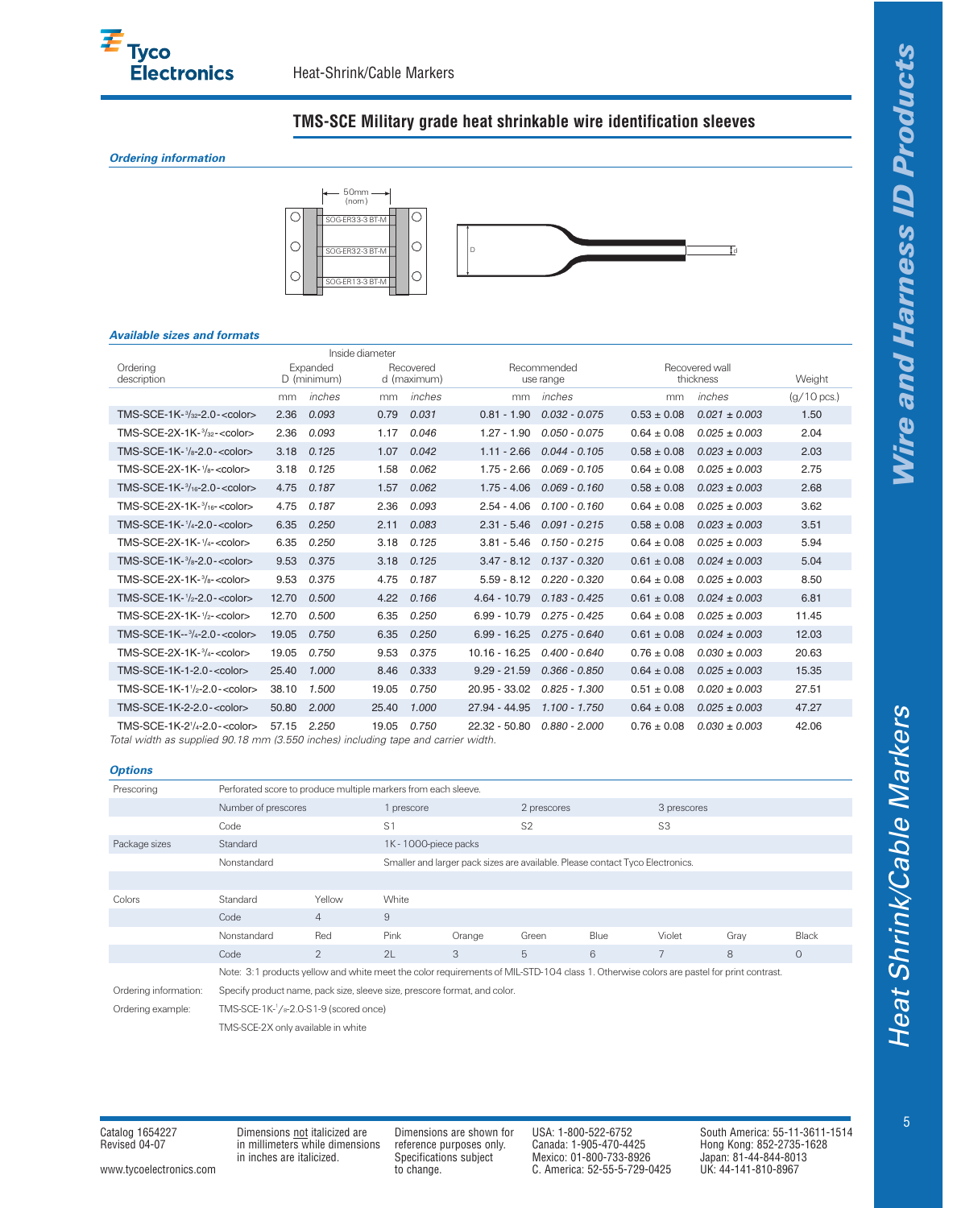# TMS-SCE Military grade heat shrinkable wire identification sleeves

### *Ordering information*

50mm (nom)

SOG-ER33-3 BT-M

SOG-ER32-3 BT-M

SOG-ER13-3 BT-M

D

d

### *Available sizes and formats*

| Ordering description | Inside diameter Expanded D (minimum) | | Inside diameter Recovered d (maximum) | | Recommended use range | | Recovered wall thickness | | Weight |
|---|---|---|---|---|---|---|---|---|---|
| | mm | *inches* | mm | *inches* | mm | *inches* | mm | *inches* | (g/10 pcs.) |
| TMS-SCE-1K-3/32-2.0-<color> | 2.36 | *0.093* | 0.79 | *0.031* | 0.81 - 1.90 | *0.032 - 0.075* | 0.53 ± 0.08 | *0.021 ± 0.003* | 1.50 |
| TMS-SCE-2X-1K-3/32-<color> | 2.36 | *0.093* | 1.17 | *0.046* | 1.27 - 1.90 | *0.050 - 0.075* | 0.64 ± 0.08 | *0.025 ± 0.003* | 2.04 |
| TMS-SCE-1K-1/8-2.0-<color> | 3.18 | *0.125* | 1.07 | *0.042* | 1.11 - 2.66 | *0.044 - 0.105* | 0.58 ± 0.08 | *0.023 ± 0.003* | 2.03 |
| TMS-SCE-2X-1K-1/8-<color> | 3.18 | *0.125* | 1.58 | *0.062* | 1.75 - 2.66 | *0.069 - 0.105* | 0.64 ± 0.08 | *0.025 ± 0.003* | 2.75 |
| TMS-SCE-1K-3/16-2.0-<color> | 4.75 | *0.187* | 1.57 | *0.062* | 1.75 - 4.06 | *0.069 - 0.160* | 0.58 ± 0.08 | *0.023 ± 0.003* | 2.68 |
| TMS-SCE-2X-1K-3/16-<color> | 4.75 | *0.187* | 2.36 | *0.093* | 2.54 - 4.06 | *0.100 - 0.160* | 0.64 ± 0.08 | *0.025 ± 0.003* | 3.62 |
| TMS-SCE-1K-1/4-2.0-<color> | 6.35 | *0.250* | 2.11 | *0.083* | 2.31 - 5.46 | *0.091 - 0.215* | 0.58 ± 0.08 | *0.023 ± 0.003* | 3.51 |
| TMS-SCE-2X-1K-1/4-<color> | 6.35 | *0.250* | 3.18 | *0.125* | 3.81 - 5.46 | *0.150 - 0.215* | 0.64 ± 0.08 | *0.025 ± 0.003* | 5.94 |
| TMS-SCE-1K-3/8-2.0-<color> | 9.53 | *0.375* | 3.18 | *0.125* | 3.47 - 8.12 | *0.137 - 0.320* | 0.61 ± 0.08 | *0.024 ± 0.003* | 5.04 |
| TMS-SCE-2X-1K-3/8-<color> | 9.53 | *0.375* | 4.75 | *0.187* | 5.59 - 8.12 | *0.220 - 0.320* | 0.64 ± 0.08 | *0.025 ± 0.003* | 8.50 |
| TMS-SCE-1K-1/2-2.0-<color> | 12.70 | *0.500* | 4.22 | *0.166* | 4.64 - 10.79 | *0.183 - 0.425* | 0.61 ± 0.08 | *0.024 ± 0.003* | 6.81 |
| TMS-SCE-2X-1K-1/2-<color> | 12.70 | *0.500* | 6.35 | *0.250* | 6.99 - 10.79 | *0.275 - 0.425* | 0.64 ± 0.08 | *0.025 ± 0.003* | 11.45 |
| TMS-SCE-1K--3/4-2.0-<color> | 19.05 | *0.750* | 6.35 | *0.250* | 6.99 - 16.25 | *0.275 - 0.640* | 0.61 ± 0.08 | *0.024 ± 0.003* | 12.03 |
| TMS-SCE-2X-1K-3/4-<color> | 19.05 | *0.750* | 9.53 | *0.375* | 10.16 - 16.25 | *0.400 - 0.640* | 0.76 ± 0.08 | *0.030 ± 0.003* | 20.63 |
| TMS-SCE-1K-1-2.0-<color> | 25.40 | *1.000* | 8.46 | *0.333* | 9.29 - 21.59 | *0.366 - 0.850* | 0.64 ± 0.08 | *0.025 ± 0.003* | 15.35 |
| TMS-SCE-1K-1 1/2-2.0-<color> | 38.10 | *1.500* | 19.05 | *0.750* | 20.95 - 33.02 | *0.825 - 1.300* | 0.51 ± 0.08 | *0.020 ± 0.003* | 27.51 |
| TMS-SCE-1K-2-2.0-<color> | 50.80 | *2.000* | 25.40 | *1.000* | 27.94 - 44.95 | *1.100 - 1.750* | 0.64 ± 0.08 | *0.025 ± 0.003* | 47.27 |
| TMS-SCE-1K-2 1/4-2.0-<color> | 57.15 | *2.250* | 19.05 | *0.750* | 22.32 - 50.80 | *0.880 - 2.000* | 0.76 ± 0.08 | *0.030 ± 0.003* | 42.06 |

*Total width as supplied 90.18 mm (3.550 inches) including tape and carrier width.*

### *Options*

| | | | | | | | | |
|---|---|---|---|---|---|---|---|---|
| Prescoring | Perforated score to produce multiple markers from each sleeve. | | | | | | | |
| | Number of prescores | | 1 prescore | | 2 prescores | | 3 prescores | |
| | Code | | S1 | | S2 | | S3 | |
| Package sizes | Standard | | 1K - 1000-piece packs | | | | | |
| | Nonstandard | | Smaller and larger pack sizes are available. Please contact Tyco Electronics. | | | | | |
| Colors | Standard | Yellow | White | | | | | |
| | Code | 4 | 9 | | | | | |
| | Nonstandard | Red | Pink | Orange | Green | Blue | Violet | Gray | Black |
| | Code | 2 | 2L | 3 | 5 | 6 | 7 | 8 | 0 |

Note: 3:1 products yellow and white meet the color requirements of MIL-STD-104 class 1. Otherwise colors are pastel for print contrast.

Ordering information: Specify product name, pack size, sleeve size, prescore format, and color.

Ordering example: TMS-SCE-1K-1/8-2.0-S1-9 (scored once)

TMS-SCE-2X only available in white

Catalog 1654227
Revised 04-07

www.tycoelectronics.com

Dimensions not italicized are in millimeters while dimensions in inches are italicized.

Dimensions are shown for reference purposes only. Specifications subject to change.

USA: 1-800-522-6752
Canada: 1-905-470-4425
Mexico: 01-800-733-8926
C. America: 52-55-5-729-0425

South America: 55-11-3611-1514
Hong Kong: 852-2735-1628
Japan: 81-44-844-8013
UK: 44-141-810-8967